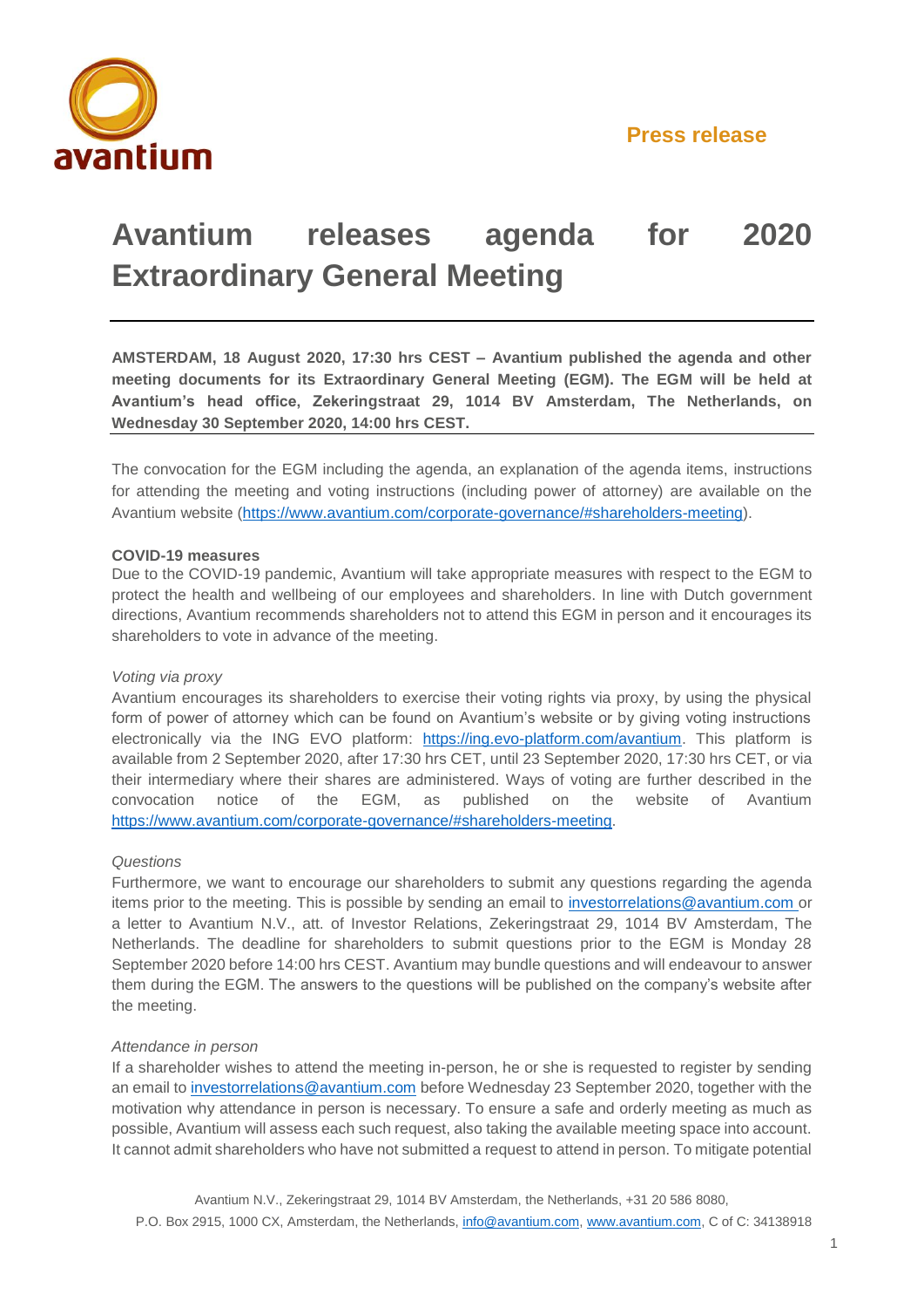**Press release**

# Avantium releases agenda for 2020 Extraordinary General Meeting

**AMSTERDAM, 18 August 2020, 17:30 hrs CEST – Avantium published the agenda and other meeting documents for its Extraordinary General Meeting (EGM). The EGM will be held at Avantium's head office, Zekeringstraat 29, 1014 BV Amsterdam, The Netherlands, on Wednesday 30 September 2020, 14:00 hrs CEST.**

The convocation for the EGM including the agenda, an explanation of the agenda items, instructions for attending the meeting and voting instructions (including power of attorney) are available on the Avantium website (https://www.avantium.com/corporate-governance/#shareholders-meeting).

**COVID-19 measures**

Due to the COVID-19 pandemic, Avantium will take appropriate measures with respect to the EGM to protect the health and wellbeing of our employees and shareholders. In line with Dutch government directions, Avantium recommends shareholders not to attend this EGM in person and it encourages its shareholders to vote in advance of the meeting.

*Voting via proxy*

Avantium encourages its shareholders to exercise their voting rights via proxy, by using the physical form of power of attorney which can be found on Avantium's website or by giving voting instructions electronically via the ING EVO platform: https://ing.evo-platform.com/avantium. This platform is available from 2 September 2020, after 17:30 hrs CET, until 23 September 2020, 17:30 hrs CET, or via their intermediary where their shares are administered. Ways of voting are further described in the convocation notice of the EGM, as published on the website of Avantium https://www.avantium.com/corporate-governance/#shareholders-meeting.

*Questions*

Furthermore, we want to encourage our shareholders to submit any questions regarding the agenda items prior to the meeting. This is possible by sending an email to investorrelations@avantium.com or a letter to Avantium N.V., att. of Investor Relations, Zekeringstraat 29, 1014 BV Amsterdam, The Netherlands. The deadline for shareholders to submit questions prior to the EGM is Monday 28 September 2020 before 14:00 hrs CEST. Avantium may bundle questions and will endeavour to answer them during the EGM. The answers to the questions will be published on the company's website after the meeting.

*Attendance in person*

If a shareholder wishes to attend the meeting in-person, he or she is requested to register by sending an email to investorrelations@avantium.com before Wednesday 23 September 2020, together with the motivation why attendance in person is necessary. To ensure a safe and orderly meeting as much as possible, Avantium will assess each such request, also taking the available meeting space into account. It cannot admit shareholders who have not submitted a request to attend in person. To mitigate potential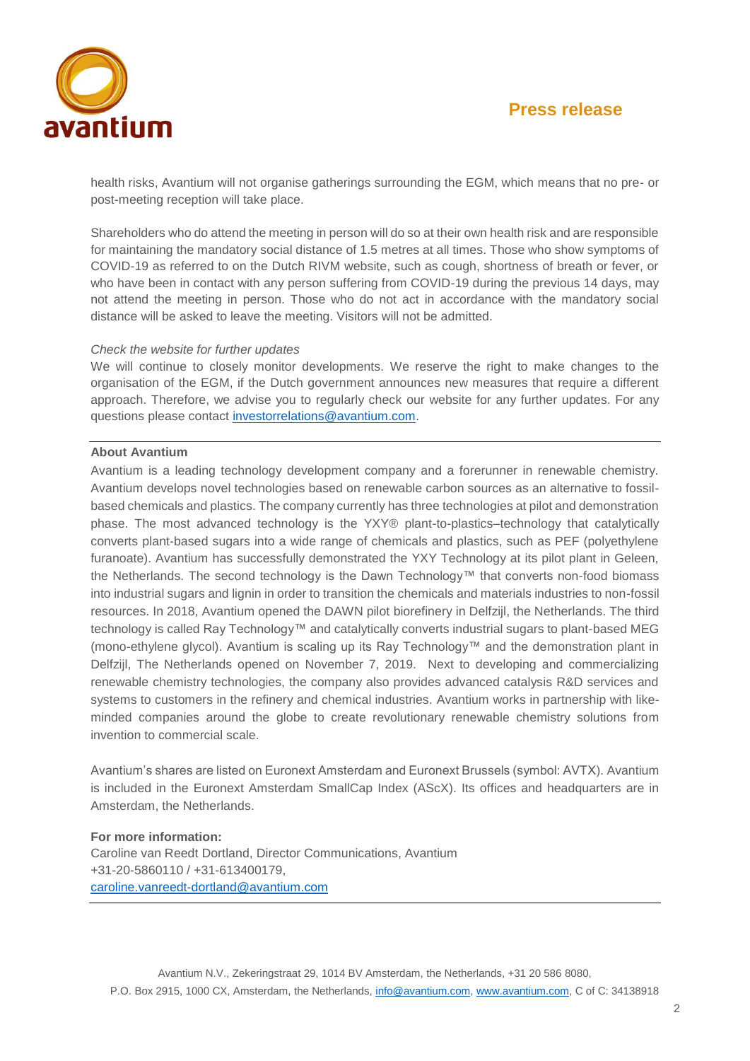health risks, Avantium will not organise gatherings surrounding the EGM, which means that no pre- or post-meeting reception will take place.

Shareholders who do attend the meeting in person will do so at their own health risk and are responsible for maintaining the mandatory social distance of 1.5 metres at all times. Those who show symptoms of COVID-19 as referred to on the Dutch RIVM website, such as cough, shortness of breath or fever, or who have been in contact with any person suffering from COVID-19 during the previous 14 days, may not attend the meeting in person. Those who do not act in accordance with the mandatory social distance will be asked to leave the meeting. Visitors will not be admitted.

*Check the website for further updates*

We will continue to closely monitor developments. We reserve the right to make changes to the organisation of the EGM, if the Dutch government announces new measures that require a different approach. Therefore, we advise you to regularly check our website for any further updates. For any questions please contact investorrelations@avantium.com.

---

**About Avantium**

Avantium is a leading technology development company and a forerunner in renewable chemistry. Avantium develops novel technologies based on renewable carbon sources as an alternative to fossil-based chemicals and plastics. The company currently has three technologies at pilot and demonstration phase. The most advanced technology is the YXY® plant-to-plastics–technology that catalytically converts plant-based sugars into a wide range of chemicals and plastics, such as PEF (polyethylene furanoate). Avantium has successfully demonstrated the YXY Technology at its pilot plant in Geleen, the Netherlands. The second technology is the Dawn Technology™ that converts non-food biomass into industrial sugars and lignin in order to transition the chemicals and materials industries to non-fossil resources. In 2018, Avantium opened the DAWN pilot biorefinery in Delfzijl, the Netherlands. The third technology is called Ray Technology™ and catalytically converts industrial sugars to plant-based MEG (mono-ethylene glycol). Avantium is scaling up its Ray Technology™ and the demonstration plant in Delfzijl, The Netherlands opened on November 7, 2019. Next to developing and commercializing renewable chemistry technologies, the company also provides advanced catalysis R&D services and systems to customers in the refinery and chemical industries. Avantium works in partnership with like-minded companies around the globe to create revolutionary renewable chemistry solutions from invention to commercial scale.

Avantium's shares are listed on Euronext Amsterdam and Euronext Brussels (symbol: AVTX). Avantium is included in the Euronext Amsterdam SmallCap Index (AScX). Its offices and headquarters are in Amsterdam, the Netherlands.

**For more information:**
Caroline van Reedt Dortland, Director Communications, Avantium
+31-20-5860110 / +31-613400179,
caroline.vanreedt-dortland@avantium.com

---

Avantium N.V., Zekeringstraat 29, 1014 BV Amsterdam, the Netherlands, +31 20 586 8080,
P.O. Box 2915, 1000 CX, Amsterdam, the Netherlands, info@avantium.com, www.avantium.com, C of C: 34138918